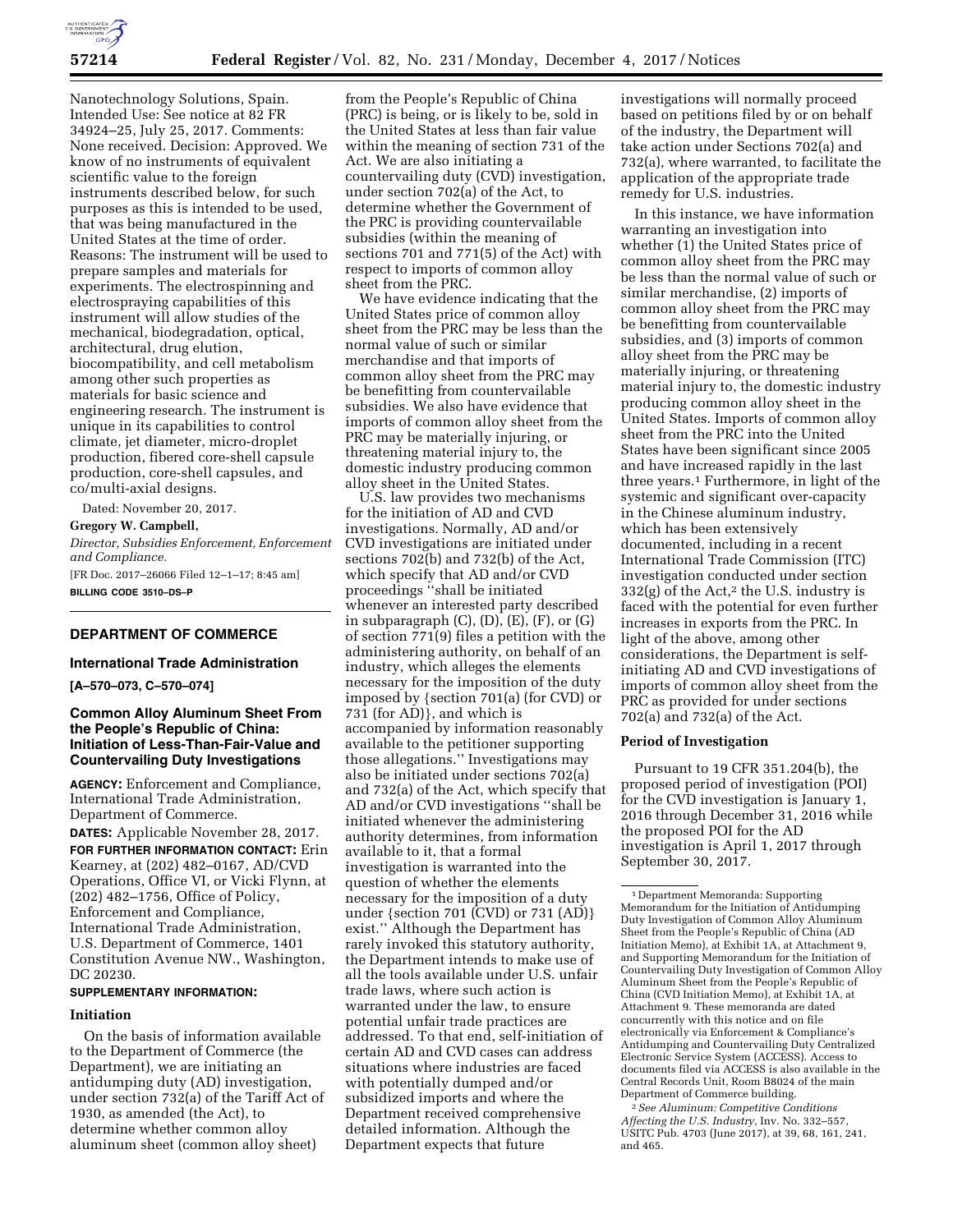Nanotechnology Solutions, Spain. Intended Use: See notice at 82 FR 34924–25, July 25, 2017. Comments: None received. Decision: Approved. We know of no instruments of equivalent scientific value to the foreign instruments described below, for such purposes as this is intended to be used, that was being manufactured in the United States at the time of order. Reasons: The instrument will be used to prepare samples and materials for experiments. The electrospinning and electrospraying capabilities of this instrument will allow studies of the mechanical, biodegradation, optical, architectural, drug elution, biocompatibility, and cell metabolism among other such properties as materials for basic science and engineering research. The instrument is unique in its capabilities to control climate, jet diameter, micro-droplet production, fibered core-shell capsule production, core-shell capsules, and co/multi-axial designs.

Dated: November 20, 2017.

**Gregory W. Campbell,**

*Director, Subsidies Enforcement, Enforcement and Compliance.*

[FR Doc. 2017–26066 Filed 12–1–17; 8:45 am]

**BILLING CODE 3510–DS–P**

---

## DEPARTMENT OF COMMERCE

### International Trade Administration

**[A–570–073, C–570–074]**

### Common Alloy Aluminum Sheet From the People's Republic of China: Initiation of Less-Than-Fair-Value and Countervailing Duty Investigations

**AGENCY:** Enforcement and Compliance, International Trade Administration, Department of Commerce.

**DATES:** Applicable November 28, 2017.

**FOR FURTHER INFORMATION CONTACT:** Erin Kearney, at (202) 482–0167, AD/CVD Operations, Office VI, or Vicki Flynn, at (202) 482–1756, Office of Policy, Enforcement and Compliance, International Trade Administration, U.S. Department of Commerce, 1401 Constitution Avenue NW., Washington, DC 20230.

**SUPPLEMENTARY INFORMATION:**

#### Initiation

On the basis of information available to the Department of Commerce (the Department), we are initiating an antidumping duty (AD) investigation, under section 732(a) of the Tariff Act of 1930, as amended (the Act), to determine whether common alloy aluminum sheet (common alloy sheet) from the People's Republic of China (PRC) is being, or is likely to be, sold in the United States at less than fair value within the meaning of section 731 of the Act. We are also initiating a countervailing duty (CVD) investigation, under section 702(a) of the Act, to determine whether the Government of the PRC is providing countervailable subsidies (within the meaning of sections 701 and 771(5) of the Act) with respect to imports of common alloy sheet from the PRC.

We have evidence indicating that the United States price of common alloy sheet from the PRC may be less than the normal value of such or similar merchandise and that imports of common alloy sheet from the PRC may be benefitting from countervailable subsidies. We also have evidence that imports of common alloy sheet from the PRC may be materially injuring, or threatening material injury to, the domestic industry producing common alloy sheet in the United States.

U.S. law provides two mechanisms for the initiation of AD and CVD investigations. Normally, AD and/or CVD investigations are initiated under sections 702(b) and 732(b) of the Act, which specify that AD and/or CVD proceedings ''shall be initiated whenever an interested party described in subparagraph (C), (D), (E), (F), or (G) of section 771(9) files a petition with the administering authority, on behalf of an industry, which alleges the elements necessary for the imposition of the duty imposed by {section 701(a) (for CVD) or 731 (for AD)}, and which is accompanied by information reasonably available to the petitioner supporting those allegations.'' Investigations may also be initiated under sections 702(a) and 732(a) of the Act, which specify that AD and/or CVD investigations ''shall be initiated whenever the administering authority determines, from information available to it, that a formal investigation is warranted into the question of whether the elements necessary for the imposition of a duty under {section 701 (CVD) or 731 (AD)} exist.'' Although the Department has rarely invoked this statutory authority, the Department intends to make use of all the tools available under U.S. unfair trade laws, where such action is warranted under the law, to ensure potential unfair trade practices are addressed. To that end, self-initiation of certain AD and CVD cases can address situations where industries are faced with potentially dumped and/or subsidized imports and where the Department received comprehensive detailed information. Although the Department expects that future investigations will normally proceed based on petitions filed by or on behalf of the industry, the Department will take action under Sections 702(a) and 732(a), where warranted, to facilitate the application of the appropriate trade remedy for U.S. industries.

In this instance, we have information warranting an investigation into whether (1) the United States price of common alloy sheet from the PRC may be less than the normal value of such or similar merchandise, (2) imports of common alloy sheet from the PRC may be benefitting from countervailable subsidies, and (3) imports of common alloy sheet from the PRC may be materially injuring, or threatening material injury to, the domestic industry producing common alloy sheet in the United States. Imports of common alloy sheet from the PRC into the United States have been significant since 2005 and have increased rapidly in the last three years.[1] Furthermore, in light of the systemic and significant over-capacity in the Chinese aluminum industry, which has been extensively documented, including in a recent International Trade Commission (ITC) investigation conducted under section 332(g) of the Act,[2] the U.S. industry is faced with the potential for even further increases in exports from the PRC. In light of the above, among other considerations, the Department is self-initiating AD and CVD investigations of imports of common alloy sheet from the PRC as provided for under sections 702(a) and 732(a) of the Act.

#### Period of Investigation

Pursuant to 19 CFR 351.204(b), the proposed period of investigation (POI) for the CVD investigation is January 1, 2016 through December 31, 2016 while the proposed POI for the AD investigation is April 1, 2017 through September 30, 2017.

---

[1] Department Memoranda: Supporting Memorandum for the Initiation of Antidumping Duty Investigation of Common Alloy Aluminum Sheet from the People's Republic of China (AD Initiation Memo), at Exhibit 1A, at Attachment 9, and Supporting Memorandum for the Initiation of Countervailing Duty Investigation of Common Alloy Aluminum Sheet from the People's Republic of China (CVD Initiation Memo), at Exhibit 1A, at Attachment 9. These memoranda are dated concurrently with this notice and on file electronically via Enforcement & Compliance's Antidumping and Countervailing Duty Centralized Electronic Service System (ACCESS). Access to documents filed via ACCESS is also available in the Central Records Unit, Room B8024 of the main Department of Commerce building.

[2] *See Aluminum: Competitive Conditions Affecting the U.S. Industry,* Inv. No. 332–557, USITC Pub. 4703 (June 2017), at 39, 68, 161, 241, and 465.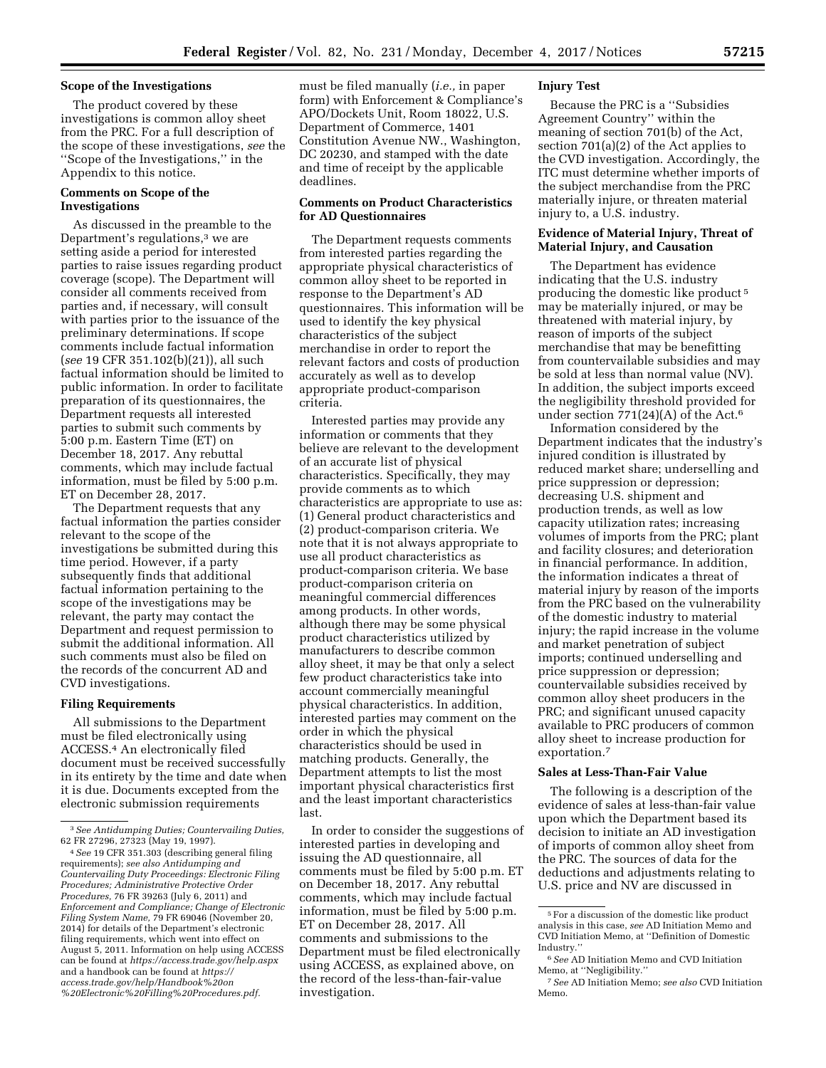### Scope of the Investigations

The product covered by these investigations is common alloy sheet from the PRC. For a full description of the scope of these investigations, *see* the ''Scope of the Investigations,'' in the Appendix to this notice.

### Comments on Scope of the Investigations

As discussed in the preamble to the Department's regulations,[3] we are setting aside a period for interested parties to raise issues regarding product coverage (scope). The Department will consider all comments received from parties and, if necessary, will consult with parties prior to the issuance of the preliminary determinations. If scope comments include factual information (*see* 19 CFR 351.102(b)(21)), all such factual information should be limited to public information. In order to facilitate preparation of its questionnaires, the Department requests all interested parties to submit such comments by 5:00 p.m. Eastern Time (ET) on December 18, 2017. Any rebuttal comments, which may include factual information, must be filed by 5:00 p.m. ET on December 28, 2017.

The Department requests that any factual information the parties consider relevant to the scope of the investigations be submitted during this time period. However, if a party subsequently finds that additional factual information pertaining to the scope of the investigations may be relevant, the party may contact the Department and request permission to submit the additional information. All such comments must also be filed on the records of the concurrent AD and CVD investigations.

### Filing Requirements

All submissions to the Department must be filed electronically using ACCESS.[4] An electronically filed document must be received successfully in its entirety by the time and date when it is due. Documents excepted from the electronic submission requirements must be filed manually (*i.e.,* in paper form) with Enforcement & Compliance's APO/Dockets Unit, Room 18022, U.S. Department of Commerce, 1401 Constitution Avenue NW., Washington, DC 20230, and stamped with the date and time of receipt by the applicable deadlines.

### Comments on Product Characteristics for AD Questionnaires

The Department requests comments from interested parties regarding the appropriate physical characteristics of common alloy sheet to be reported in response to the Department's AD questionnaires. This information will be used to identify the key physical characteristics of the subject merchandise in order to report the relevant factors and costs of production accurately as well as to develop appropriate product-comparison criteria.

Interested parties may provide any information or comments that they believe are relevant to the development of an accurate list of physical characteristics. Specifically, they may provide comments as to which characteristics are appropriate to use as: (1) General product characteristics and (2) product-comparison criteria. We note that it is not always appropriate to use all product characteristics as product-comparison criteria. We base product-comparison criteria on meaningful commercial differences among products. In other words, although there may be some physical product characteristics utilized by manufacturers to describe common alloy sheet, it may be that only a select few product characteristics take into account commercially meaningful physical characteristics. In addition, interested parties may comment on the order in which the physical characteristics should be used in matching products. Generally, the Department attempts to list the most important physical characteristics first and the least important characteristics last.

In order to consider the suggestions of interested parties in developing and issuing the AD questionnaire, all comments must be filed by 5:00 p.m. ET on December 18, 2017. Any rebuttal comments, which may include factual information, must be filed by 5:00 p.m. ET on December 28, 2017. All comments and submissions to the Department must be filed electronically using ACCESS, as explained above, on the record of the less-than-fair-value investigation.

### Injury Test

Because the PRC is a ''Subsidies Agreement Country'' within the meaning of section 701(b) of the Act, section 701(a)(2) of the Act applies to the CVD investigation. Accordingly, the ITC must determine whether imports of the subject merchandise from the PRC materially injure, or threaten material injury to, a U.S. industry.

### Evidence of Material Injury, Threat of Material Injury, and Causation

The Department has evidence indicating that the U.S. industry producing the domestic like product[5] may be materially injured, or may be threatened with material injury, by reason of imports of the subject merchandise that may be benefitting from countervailable subsidies and may be sold at less than normal value (NV). In addition, the subject imports exceed the negligibility threshold provided for under section 771(24)(A) of the Act.[6]

Information considered by the Department indicates that the industry's injured condition is illustrated by reduced market share; underselling and price suppression or depression; decreasing U.S. shipment and production trends, as well as low capacity utilization rates; increasing volumes of imports from the PRC; plant and facility closures; and deterioration in financial performance. In addition, the information indicates a threat of material injury by reason of the imports from the PRC based on the vulnerability of the domestic industry to material injury; the rapid increase in the volume and market penetration of subject imports; continued underselling and price suppression or depression; countervailable subsidies received by common alloy sheet producers in the PRC; and significant unused capacity available to PRC producers of common alloy sheet to increase production for exportation.[7]

### Sales at Less-Than-Fair Value

The following is a description of the evidence of sales at less-than-fair value upon which the Department based its decision to initiate an AD investigation of imports of common alloy sheet from the PRC. The sources of data for the deductions and adjustments relating to U.S. price and NV are discussed in

---

[3] *See Antidumping Duties; Countervailing Duties,* 62 FR 27296, 27323 (May 19, 1997).

[4] *See* 19 CFR 351.303 (describing general filing requirements); *see also Antidumping and Countervailing Duty Proceedings: Electronic Filing Procedures; Administrative Protective Order Procedures,* 76 FR 39263 (July 6, 2011) and *Enforcement and Compliance; Change of Electronic Filing System Name,* 79 FR 69046 (November 20, 2014) for details of the Department's electronic filing requirements, which went into effect on August 5, 2011. Information on help using ACCESS can be found at *https://access.trade.gov/help.aspx* and a handbook can be found at *https://access.trade.gov/help/Handbook%20on%20Electronic%20Filling%20Procedures.pdf.*

[5] For a discussion of the domestic like product analysis in this case, *see* AD Initiation Memo and CVD Initiation Memo, at ''Definition of Domestic Industry.''

[6] *See* AD Initiation Memo and CVD Initiation Memo, at ''Negligibility.''

[7] *See* AD Initiation Memo; *see also* CVD Initiation Memo.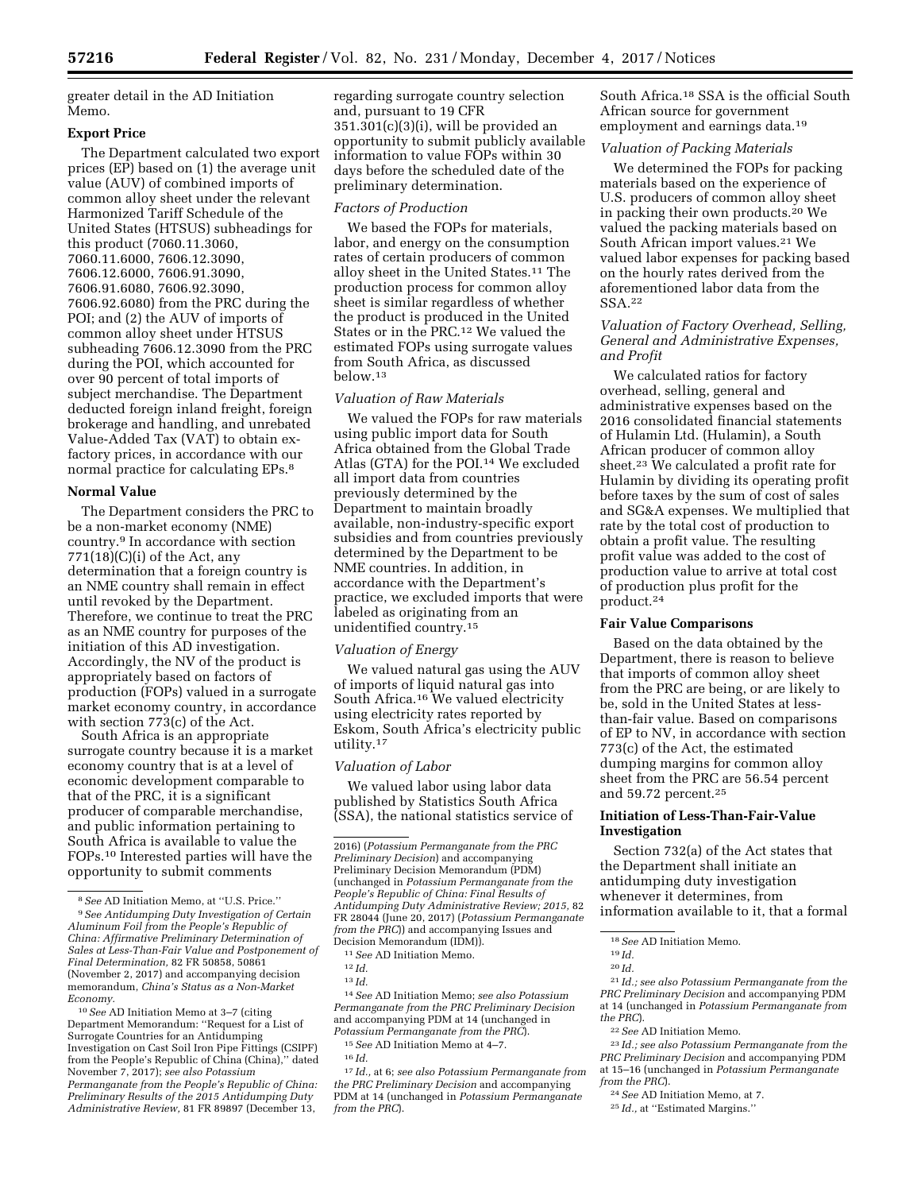greater detail in the AD Initiation Memo.

## Export Price

The Department calculated two export prices (EP) based on (1) the average unit value (AUV) of combined imports of common alloy sheet under the relevant Harmonized Tariff Schedule of the United States (HTSUS) subheadings for this product (7060.11.3060, 7060.11.6000, 7606.12.3090, 7606.12.6000, 7606.91.3090, 7606.91.6080, 7606.92.3090, 7606.92.6080) from the PRC during the POI; and (2) the AUV of imports of common alloy sheet under HTSUS subheading 7606.12.3090 from the PRC during the POI, which accounted for over 90 percent of total imports of subject merchandise. The Department deducted foreign inland freight, foreign brokerage and handling, and unrebated Value-Added Tax (VAT) to obtain ex-factory prices, in accordance with our normal practice for calculating EPs.[8]

## Normal Value

The Department considers the PRC to be a non-market economy (NME) country.[9] In accordance with section 771(18)(C)(i) of the Act, any determination that a foreign country is an NME country shall remain in effect until revoked by the Department. Therefore, we continue to treat the PRC as an NME country for purposes of the initiation of this AD investigation. Accordingly, the NV of the product is appropriately based on factors of production (FOPs) valued in a surrogate market economy country, in accordance with section 773(c) of the Act.

South Africa is an appropriate surrogate country because it is a market economy country that is at a level of economic development comparable to that of the PRC, it is a significant producer of comparable merchandise, and public information pertaining to South Africa is available to value the FOPs.[10] Interested parties will have the opportunity to submit comments regarding surrogate country selection and, pursuant to 19 CFR 351.301(c)(3)(i), will be provided an opportunity to submit publicly available information to value FOPs within 30 days before the scheduled date of the preliminary determination.

### *Factors of Production*

We based the FOPs for materials, labor, and energy on the consumption rates of certain producers of common alloy sheet in the United States.[11] The production process for common alloy sheet is similar regardless of whether the product is produced in the United States or in the PRC.[12] We valued the estimated FOPs using surrogate values from South Africa, as discussed below.[13]

### *Valuation of Raw Materials*

We valued the FOPs for raw materials using public import data for South Africa obtained from the Global Trade Atlas (GTA) for the POI.[14] We excluded all import data from countries previously determined by the Department to maintain broadly available, non-industry-specific export subsidies and from countries previously determined by the Department to be NME countries. In addition, in accordance with the Department's practice, we excluded imports that were labeled as originating from an unidentified country.[15]

### *Valuation of Energy*

We valued natural gas using the AUV of imports of liquid natural gas into South Africa.[16] We valued electricity using electricity rates reported by Eskom, South Africa's electricity public utility.[17]

### *Valuation of Labor*

We valued labor using labor data published by Statistics South Africa (SSA), the national statistics service of South Africa.[18] SSA is the official South African source for government employment and earnings data.[19]

### *Valuation of Packing Materials*

We determined the FOPs for packing materials based on the experience of U.S. producers of common alloy sheet in packing their own products.[20] We valued the packing materials based on South African import values.[21] We valued labor expenses for packing based on the hourly rates derived from the aforementioned labor data from the SSA.[22]

### *Valuation of Factory Overhead, Selling, General and Administrative Expenses, and Profit*

We calculated ratios for factory overhead, selling, general and administrative expenses based on the 2016 consolidated financial statements of Hulamin Ltd. (Hulamin), a South African producer of common alloy sheet.[23] We calculated a profit rate for Hulamin by dividing its operating profit before taxes by the sum of cost of sales and SG&A expenses. We multiplied that rate by the total cost of production to obtain a profit value. The resulting profit value was added to the cost of production value to arrive at total cost of production plus profit for the product.[24]

## Fair Value Comparisons

Based on the data obtained by the Department, there is reason to believe that imports of common alloy sheet from the PRC are being, or are likely to be, sold in the United States at less-than-fair value. Based on comparisons of EP to NV, in accordance with section 773(c) of the Act, the estimated dumping margins for common alloy sheet from the PRC are 56.54 percent and 59.72 percent.[25]

## Initiation of Less-Than-Fair-Value Investigation

Section 732(a) of the Act states that the Department shall initiate an antidumping duty investigation whenever it determines, from information available to it, that a formal

---

[8] *See* AD Initiation Memo, at ''U.S. Price.''

[9] *See Antidumping Duty Investigation of Certain Aluminum Foil from the People's Republic of China: Affirmative Preliminary Determination of Sales at Less-Than-Fair Value and Postponement of Final Determination,* 82 FR 50858, 50861 (November 2, 2017) and accompanying decision memorandum, *China's Status as a Non-Market Economy.*

[10] *See* AD Initiation Memo at 3–7 (citing Department Memorandum: ''Request for a List of Surrogate Countries for an Antidumping Investigation on Cast Soil Iron Pipe Fittings (CSIPF) from the People's Republic of China (China),'' dated November 7, 2017); *see also Potassium Permanganate from the People's Republic of China: Preliminary Results of the 2015 Antidumping Duty Administrative Review,* 81 FR 89897 (December 13, 2016) (*Potassium Permanganate from the PRC Preliminary Decision*) and accompanying Preliminary Decision Memorandum (PDM) (unchanged in *Potassium Permanganate from the People's Republic of China: Final Results of Antidumping Duty Administrative Review; 2015,* 82 FR 28044 (June 20, 2017) (*Potassium Permanganate from the PRC*)) and accompanying Issues and Decision Memorandum (IDM)).

[11] *See* AD Initiation Memo.

[12] *Id.*

[13] *Id.*

[14] *See* AD Initiation Memo; *see also Potassium Permanganate from the PRC Preliminary Decision* and accompanying PDM at 14 (unchanged in *Potassium Permanganate from the PRC*).

[15] *See* AD Initiation Memo at 4–7.

[16] *Id.*

[17] *Id.,* at 6; *see also Potassium Permanganate from the PRC Preliminary Decision* and accompanying PDM at 14 (unchanged in *Potassium Permanganate from the PRC*).

[18] *See* AD Initiation Memo.

[19] *Id.*

[20] *Id.*

[21] *Id.; see also Potassium Permanganate from the PRC Preliminary Decision* and accompanying PDM at 14 (unchanged in *Potassium Permanganate from the PRC*).

[22] *See* AD Initiation Memo.

[23] *Id.; see also Potassium Permanganate from the PRC Preliminary Decision* and accompanying PDM at 15–16 (unchanged in *Potassium Permanganate from the PRC*).

[24] *See* AD Initiation Memo, at 7.

[25] *Id.,* at ''Estimated Margins.''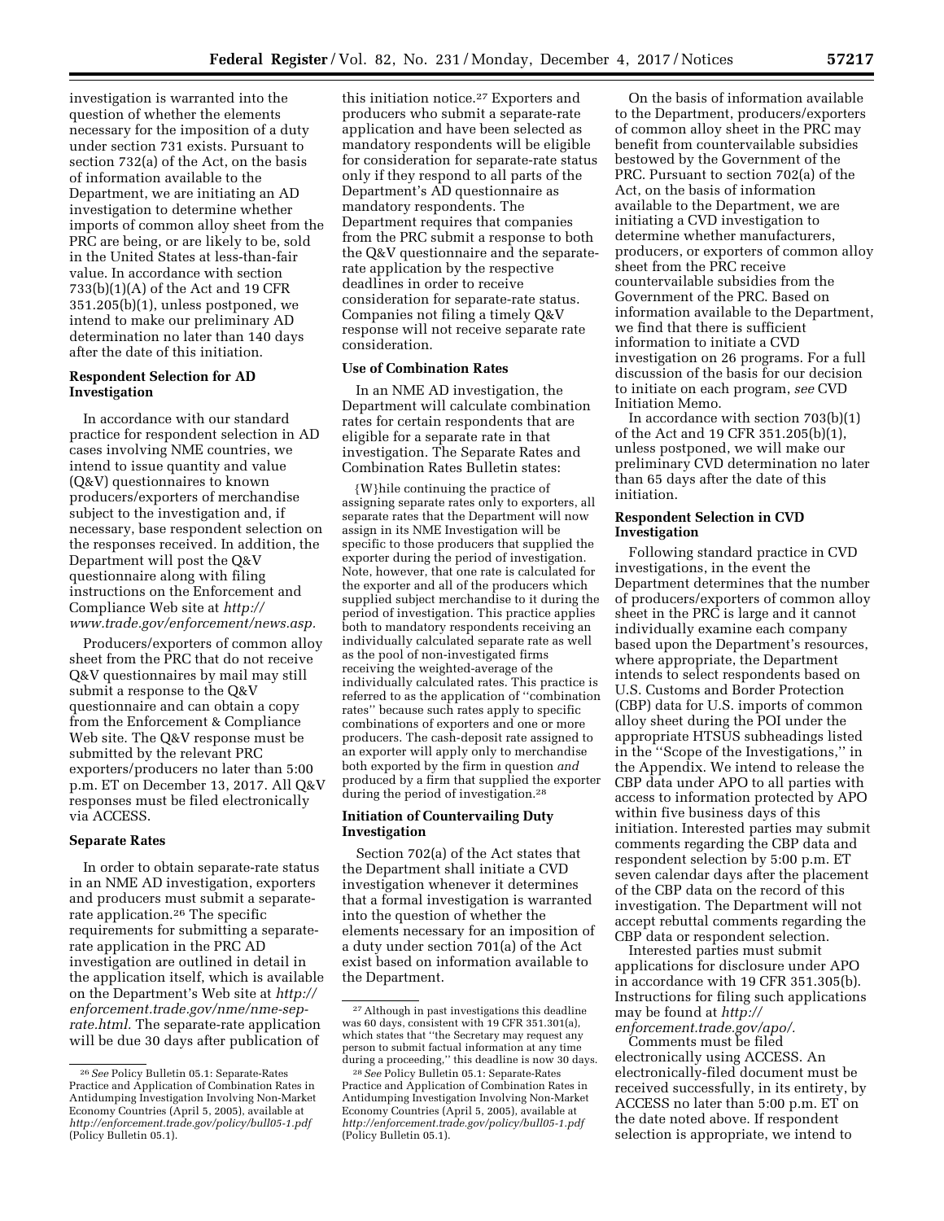investigation is warranted into the question of whether the elements necessary for the imposition of a duty under section 731 exists. Pursuant to section 732(a) of the Act, on the basis of information available to the Department, we are initiating an AD investigation to determine whether imports of common alloy sheet from the PRC are being, or are likely to be, sold in the United States at less-than-fair value. In accordance with section 733(b)(1)(A) of the Act and 19 CFR 351.205(b)(1), unless postponed, we intend to make our preliminary AD determination no later than 140 days after the date of this initiation.

**Respondent Selection for AD Investigation**

In accordance with our standard practice for respondent selection in AD cases involving NME countries, we intend to issue quantity and value (Q&V) questionnaires to known producers/exporters of merchandise subject to the investigation and, if necessary, base respondent selection on the responses received. In addition, the Department will post the Q&V questionnaire along with filing instructions on the Enforcement and Compliance Web site at *http://www.trade.gov/enforcement/news.asp.*

Producers/exporters of common alloy sheet from the PRC that do not receive Q&V questionnaires by mail may still submit a response to the Q&V questionnaire and can obtain a copy from the Enforcement & Compliance Web site. The Q&V response must be submitted by the relevant PRC exporters/producers no later than 5:00 p.m. ET on December 13, 2017. All Q&V responses must be filed electronically via ACCESS.

**Separate Rates**

In order to obtain separate-rate status in an NME AD investigation, exporters and producers must submit a separate-rate application.[26] The specific requirements for submitting a separate-rate application in the PRC AD investigation are outlined in detail in the application itself, which is available on the Department's Web site at *http://enforcement.trade.gov/nme/nme-sep-rate.html.* The separate-rate application will be due 30 days after publication of this initiation notice.[27] Exporters and producers who submit a separate-rate application and have been selected as mandatory respondents will be eligible for consideration for separate-rate status only if they respond to all parts of the Department's AD questionnaire as mandatory respondents. The Department requires that companies from the PRC submit a response to both the Q&V questionnaire and the separate-rate application by the respective deadlines in order to receive consideration for separate-rate status. Companies not filing a timely Q&V response will not receive separate rate consideration.

**Use of Combination Rates**

In an NME AD investigation, the Department will calculate combination rates for certain respondents that are eligible for a separate rate in that investigation. The Separate Rates and Combination Rates Bulletin states:

> {W}hile continuing the practice of assigning separate rates only to exporters, all separate rates that the Department will now assign in its NME Investigation will be specific to those producers that supplied the exporter during the period of investigation. Note, however, that one rate is calculated for the exporter and all of the producers which supplied subject merchandise to it during the period of investigation. This practice applies both to mandatory respondents receiving an individually calculated separate rate as well as the pool of non-investigated firms receiving the weighted-average of the individually calculated rates. This practice is referred to as the application of "combination rates" because such rates apply to specific combinations of exporters and one or more producers. The cash-deposit rate assigned to an exporter will apply only to merchandise both exported by the firm in question *and* produced by a firm that supplied the exporter during the period of investigation.[28]

**Initiation of Countervailing Duty Investigation**

Section 702(a) of the Act states that the Department shall initiate a CVD investigation whenever it determines that a formal investigation is warranted into the question of whether the elements necessary for an imposition of a duty under section 701(a) of the Act exist based on information available to the Department.

On the basis of information available to the Department, producers/exporters of common alloy sheet in the PRC may benefit from countervailable subsidies bestowed by the Government of the PRC. Pursuant to section 702(a) of the Act, on the basis of information available to the Department, we are initiating a CVD investigation to determine whether manufacturers, producers, or exporters of common alloy sheet from the PRC receive countervailable subsidies from the Government of the PRC. Based on information available to the Department, we find that there is sufficient information to initiate a CVD investigation on 26 programs. For a full discussion of the basis for our decision to initiate on each program, *see* CVD Initiation Memo.

In accordance with section 703(b)(1) of the Act and 19 CFR 351.205(b)(1), unless postponed, we will make our preliminary CVD determination no later than 65 days after the date of this initiation.

**Respondent Selection in CVD Investigation**

Following standard practice in CVD investigations, in the event the Department determines that the number of producers/exporters of common alloy sheet in the PRC is large and it cannot individually examine each company based upon the Department's resources, where appropriate, the Department intends to select respondents based on U.S. Customs and Border Protection (CBP) data for U.S. imports of common alloy sheet during the POI under the appropriate HTSUS subheadings listed in the "Scope of the Investigations," in the Appendix. We intend to release the CBP data under APO to all parties with access to information protected by APO within five business days of this initiation. Interested parties may submit comments regarding the CBP data and respondent selection by 5:00 p.m. ET seven calendar days after the placement of the CBP data on the record of this investigation. The Department will not accept rebuttal comments regarding the CBP data or respondent selection.

Interested parties must submit applications for disclosure under APO in accordance with 19 CFR 351.305(b). Instructions for filing such applications may be found at *http://enforcement.trade.gov/apo/.*

Comments must be filed electronically using ACCESS. An electronically-filed document must be received successfully, in its entirety, by ACCESS no later than 5:00 p.m. ET on the date noted above. If respondent selection is appropriate, we intend to

---

[26] *See* Policy Bulletin 05.1: Separate-Rates Practice and Application of Combination Rates in Antidumping Investigation Involving Non-Market Economy Countries (April 5, 2005), available at *http://enforcement.trade.gov/policy/bull05-1.pdf* (Policy Bulletin 05.1).

[27] Although in past investigations this deadline was 60 days, consistent with 19 CFR 351.301(a), which states that "the Secretary may request any person to submit factual information at any time during a proceeding," this deadline is now 30 days.

[28] *See* Policy Bulletin 05.1: Separate-Rates Practice and Application of Combination Rates in Antidumping Investigation Involving Non-Market Economy Countries (April 5, 2005), available at *http://enforcement.trade.gov/policy/bull05-1.pdf* (Policy Bulletin 05.1).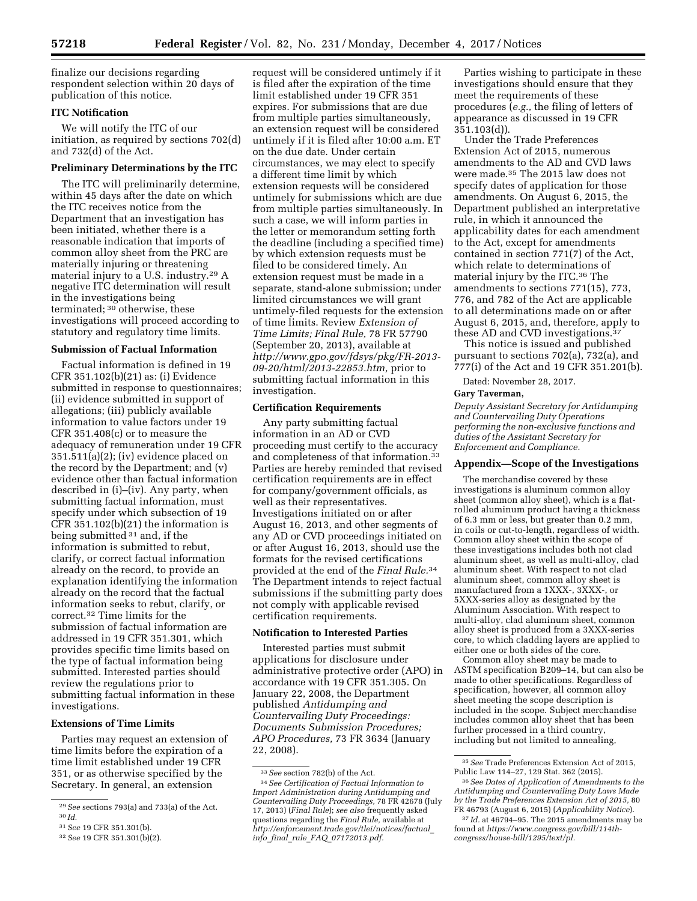finalize our decisions regarding respondent selection within 20 days of publication of this notice.

**ITC Notification**

We will notify the ITC of our initiation, as required by sections 702(d) and 732(d) of the Act.

**Preliminary Determinations by the ITC**

The ITC will preliminarily determine, within 45 days after the date on which the ITC receives notice from the Department that an investigation has been initiated, whether there is a reasonable indication that imports of common alloy sheet from the PRC are materially injuring or threatening material injury to a U.S. industry.[29] A negative ITC determination will result in the investigations being terminated;[30] otherwise, these investigations will proceed according to statutory and regulatory time limits.

**Submission of Factual Information**

Factual information is defined in 19 CFR 351.102(b)(21) as: (i) Evidence submitted in response to questionnaires; (ii) evidence submitted in support of allegations; (iii) publicly available information to value factors under 19 CFR 351.408(c) or to measure the adequacy of remuneration under 19 CFR 351.511(a)(2); (iv) evidence placed on the record by the Department; and (v) evidence other than factual information described in (i)–(iv). Any party, when submitting factual information, must specify under which subsection of 19 CFR 351.102(b)(21) the information is being submitted[31] and, if the information is submitted to rebut, clarify, or correct factual information already on the record, to provide an explanation identifying the information already on the record that the factual information seeks to rebut, clarify, or correct.[32] Time limits for the submission of factual information are addressed in 19 CFR 351.301, which provides specific time limits based on the type of factual information being submitted. Interested parties should review the regulations prior to submitting factual information in these investigations.

**Extensions of Time Limits**

Parties may request an extension of time limits before the expiration of a time limit established under 19 CFR 351, or as otherwise specified by the Secretary. In general, an extension request will be considered untimely if it is filed after the expiration of the time limit established under 19 CFR 351 expires. For submissions that are due from multiple parties simultaneously, an extension request will be considered untimely if it is filed after 10:00 a.m. ET on the due date. Under certain circumstances, we may elect to specify a different time limit by which extension requests will be considered untimely for submissions which are due from multiple parties simultaneously. In such a case, we will inform parties in the letter or memorandum setting forth the deadline (including a specified time) by which extension requests must be filed to be considered timely. An extension request must be made in a separate, stand-alone submission; under limited circumstances we will grant untimely-filed requests for the extension of time limits. Review *Extension of Time Limits; Final Rule,* 78 FR 57790 (September 20, 2013), available at *http://www.gpo.gov/fdsys/pkg/FR-2013-09-20/html/2013-22853.htm,* prior to submitting factual information in this investigation.

**Certification Requirements**

Any party submitting factual information in an AD or CVD proceeding must certify to the accuracy and completeness of that information.[33] Parties are hereby reminded that revised certification requirements are in effect for company/government officials, as well as their representatives. Investigations initiated on or after August 16, 2013, and other segments of any AD or CVD proceedings initiated on or after August 16, 2013, should use the formats for the revised certifications provided at the end of the *Final Rule.*[34] The Department intends to reject factual submissions if the submitting party does not comply with applicable revised certification requirements.

**Notification to Interested Parties**

Interested parties must submit applications for disclosure under administrative protective order (APO) in accordance with 19 CFR 351.305. On January 22, 2008, the Department published *Antidumping and Countervailing Duty Proceedings: Documents Submission Procedures; APO Procedures,* 73 FR 3634 (January 22, 2008).

Parties wishing to participate in these investigations should ensure that they meet the requirements of these procedures (*e.g.,* the filing of letters of appearance as discussed in 19 CFR 351.103(d)).

Under the Trade Preferences Extension Act of 2015, numerous amendments to the AD and CVD laws were made.[35] The 2015 law does not specify dates of application for those amendments. On August 6, 2015, the Department published an interpretative rule, in which it announced the applicability dates for each amendment to the Act, except for amendments contained in section 771(7) of the Act, which relate to determinations of material injury by the ITC.[36] The amendments to sections 771(15), 773, 776, and 782 of the Act are applicable to all determinations made on or after August 6, 2015, and, therefore, apply to these AD and CVD investigations.[37]

This notice is issued and published pursuant to sections 702(a), 732(a), and 777(i) of the Act and 19 CFR 351.201(b).

Dated: November 28, 2017.

**Gary Taverman,**

*Deputy Assistant Secretary for Antidumping and Countervailing Duty Operations performing the non-exclusive functions and duties of the Assistant Secretary for Enforcement and Compliance.*

**Appendix—Scope of the Investigations**

The merchandise covered by these investigations is aluminum common alloy sheet (common alloy sheet), which is a flat-rolled aluminum product having a thickness of 6.3 mm or less, but greater than 0.2 mm, in coils or cut-to-length, regardless of width. Common alloy sheet within the scope of these investigations includes both not clad aluminum sheet, as well as multi-alloy, clad aluminum sheet. With respect to not clad aluminum sheet, common alloy sheet is manufactured from a 1XXX-, 3XXX-, or 5XXX-series alloy as designated by the Aluminum Association. With respect to multi-alloy, clad aluminum sheet, common alloy sheet is produced from a 3XXX-series core, to which cladding layers are applied to either one or both sides of the core.

Common alloy sheet may be made to ASTM specification B209–14, but can also be made to other specifications. Regardless of specification, however, all common alloy sheet meeting the scope description is included in the scope. Subject merchandise includes common alloy sheet that has been further processed in a third country, including but not limited to annealing,

---

[29] *See* sections 793(a) and 733(a) of the Act.

[30] *Id.*

[31] *See* 19 CFR 351.301(b).

[32] *See* 19 CFR 351.301(b)(2).

[33] *See* section 782(b) of the Act.

[34] *See Certification of Factual Information to Import Administration during Antidumping and Countervailing Duty Proceedings,* 78 FR 42678 (July 17, 2013) (*Final Rule*); *see also* frequently asked questions regarding the *Final Rule,* available at *http://enforcement.trade.gov/tlei/notices/factual_info_final_rule_FAQ_07172013.pdf.*

[35] *See* Trade Preferences Extension Act of 2015, Public Law 114–27, 129 Stat. 362 (2015).

[36] *See Dates of Application of Amendments to the Antidumping and Countervailing Duty Laws Made by the Trade Preferences Extension Act of 2015,* 80 FR 46793 (August 6, 2015) (*Applicability Notice*).

[37] *Id.* at 46794–95. The 2015 amendments may be found at *https://www.congress.gov/bill/114th-congress/house-bill/1295/text/pl.*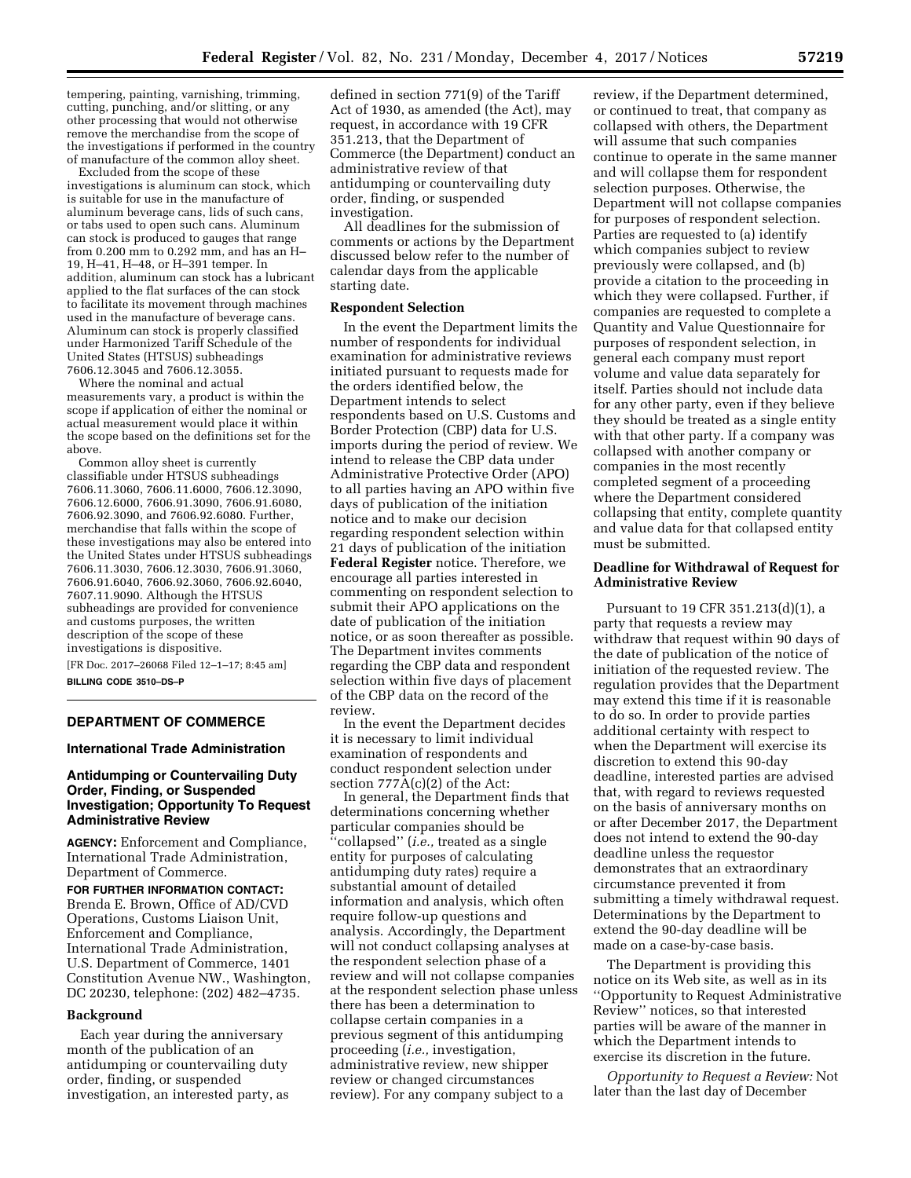tempering, painting, varnishing, trimming, cutting, punching, and/or slitting, or any other processing that would not otherwise remove the merchandise from the scope of the investigations if performed in the country of manufacture of the common alloy sheet.

Excluded from the scope of these investigations is aluminum can stock, which is suitable for use in the manufacture of aluminum beverage cans, lids of such cans, or tabs used to open such cans. Aluminum can stock is produced to gauges that range from 0.200 mm to 0.292 mm, and has an H–19, H–41, H–48, or H–391 temper. In addition, aluminum can stock has a lubricant applied to the flat surfaces of the can stock to facilitate its movement through machines used in the manufacture of beverage cans. Aluminum can stock is properly classified under Harmonized Tariff Schedule of the United States (HTSUS) subheadings 7606.12.3045 and 7606.12.3055.

Where the nominal and actual measurements vary, a product is within the scope if application of either the nominal or actual measurement would place it within the scope based on the definitions set for the above.

Common alloy sheet is currently classifiable under HTSUS subheadings 7606.11.3060, 7606.11.6000, 7606.12.3090, 7606.12.6000, 7606.91.3090, 7606.91.6080, 7606.92.3090, and 7606.92.6080. Further, merchandise that falls within the scope of these investigations may also be entered into the United States under HTSUS subheadings 7606.11.3030, 7606.12.3030, 7606.91.3060, 7606.91.6040, 7606.92.3060, 7606.92.6040, 7607.11.9090. Although the HTSUS subheadings are provided for convenience and customs purposes, the written description of the scope of these investigations is dispositive.

[FR Doc. 2017–26068 Filed 12–1–17; 8:45 am]

**BILLING CODE 3510–DS–P**

---

## DEPARTMENT OF COMMERCE

### International Trade Administration

### Antidumping or Countervailing Duty Order, Finding, or Suspended Investigation; Opportunity To Request Administrative Review

**AGENCY:** Enforcement and Compliance, International Trade Administration, Department of Commerce.

**FOR FURTHER INFORMATION CONTACT:** Brenda E. Brown, Office of AD/CVD Operations, Customs Liaison Unit, Enforcement and Compliance, International Trade Administration, U.S. Department of Commerce, 1401 Constitution Avenue NW., Washington, DC 20230, telephone: (202) 482–4735.

**Background**

Each year during the anniversary month of the publication of an antidumping or countervailing duty order, finding, or suspended investigation, an interested party, as defined in section 771(9) of the Tariff Act of 1930, as amended (the Act), may request, in accordance with 19 CFR 351.213, that the Department of Commerce (the Department) conduct an administrative review of that antidumping or countervailing duty order, finding, or suspended investigation.

All deadlines for the submission of comments or actions by the Department discussed below refer to the number of calendar days from the applicable starting date.

**Respondent Selection**

In the event the Department limits the number of respondents for individual examination for administrative reviews initiated pursuant to requests made for the orders identified below, the Department intends to select respondents based on U.S. Customs and Border Protection (CBP) data for U.S. imports during the period of review. We intend to release the CBP data under Administrative Protective Order (APO) to all parties having an APO within five days of publication of the initiation notice and to make our decision regarding respondent selection within 21 days of publication of the initiation **Federal Register** notice. Therefore, we encourage all parties interested in commenting on respondent selection to submit their APO applications on the date of publication of the initiation notice, or as soon thereafter as possible. The Department invites comments regarding the CBP data and respondent selection within five days of placement of the CBP data on the record of the review.

In the event the Department decides it is necessary to limit individual examination of respondents and conduct respondent selection under section 777A(c)(2) of the Act:

In general, the Department finds that determinations concerning whether particular companies should be "collapsed" (*i.e.,* treated as a single entity for purposes of calculating antidumping duty rates) require a substantial amount of detailed information and analysis, which often require follow-up questions and analysis. Accordingly, the Department will not conduct collapsing analyses at the respondent selection phase of a review and will not collapse companies at the respondent selection phase unless there has been a determination to collapse certain companies in a previous segment of this antidumping proceeding (*i.e.,* investigation, administrative review, new shipper review or changed circumstances review). For any company subject to a review, if the Department determined, or continued to treat, that company as collapsed with others, the Department will assume that such companies continue to operate in the same manner and will collapse them for respondent selection purposes. Otherwise, the Department will not collapse companies for purposes of respondent selection. Parties are requested to (a) identify which companies subject to review previously were collapsed, and (b) provide a citation to the proceeding in which they were collapsed. Further, if companies are requested to complete a Quantity and Value Questionnaire for purposes of respondent selection, in general each company must report volume and value data separately for itself. Parties should not include data for any other party, even if they believe they should be treated as a single entity with that other party. If a company was collapsed with another company or companies in the most recently completed segment of a proceeding where the Department considered collapsing that entity, complete quantity and value data for that collapsed entity must be submitted.

**Deadline for Withdrawal of Request for Administrative Review**

Pursuant to 19 CFR 351.213(d)(1), a party that requests a review may withdraw that request within 90 days of the date of publication of the notice of initiation of the requested review. The regulation provides that the Department may extend this time if it is reasonable to do so. In order to provide parties additional certainty with respect to when the Department will exercise its discretion to extend this 90-day deadline, interested parties are advised that, with regard to reviews requested on the basis of anniversary months on or after December 2017, the Department does not intend to extend the 90-day deadline unless the requestor demonstrates that an extraordinary circumstance prevented it from submitting a timely withdrawal request. Determinations by the Department to extend the 90-day deadline will be made on a case-by-case basis.

The Department is providing this notice on its Web site, as well as in its "Opportunity to Request Administrative Review" notices, so that interested parties will be aware of the manner in which the Department intends to exercise its discretion in the future.

*Opportunity to Request a Review:* Not later than the last day of December